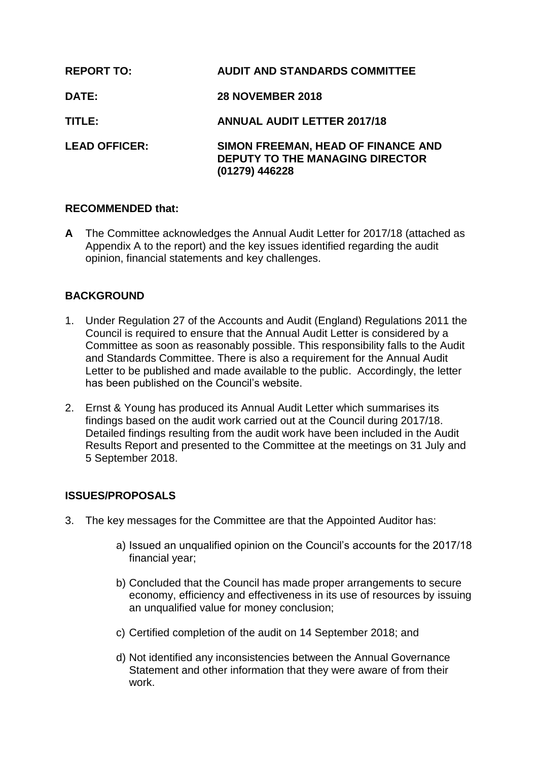| | |
|---|---|
| **REPORT TO:** | **AUDIT AND STANDARDS COMMITTEE** |
| **DATE:** | **28 NOVEMBER 2018** |
| **TITLE:** | **ANNUAL AUDIT LETTER 2017/18** |
| **LEAD OFFICER:** | **SIMON FREEMAN, HEAD OF FINANCE AND DEPUTY TO THE MANAGING DIRECTOR (01279) 446228** |

**RECOMMENDED that:**

**A** The Committee acknowledges the Annual Audit Letter for 2017/18 (attached as Appendix A to the report) and the key issues identified regarding the audit opinion, financial statements and key challenges.

## BACKGROUND

1. Under Regulation 27 of the Accounts and Audit (England) Regulations 2011 the Council is required to ensure that the Annual Audit Letter is considered by a Committee as soon as reasonably possible. This responsibility falls to the Audit and Standards Committee. There is also a requirement for the Annual Audit Letter to be published and made available to the public. Accordingly, the letter has been published on the Council's website.

2. Ernst & Young has produced its Annual Audit Letter which summarises its findings based on the audit work carried out at the Council during 2017/18. Detailed findings resulting from the audit work have been included in the Audit Results Report and presented to the Committee at the meetings on 31 July and 5 September 2018.

## ISSUES/PROPOSALS

3. The key messages for the Committee are that the Appointed Auditor has:

   a) Issued an unqualified opinion on the Council's accounts for the 2017/18 financial year;

   b) Concluded that the Council has made proper arrangements to secure economy, efficiency and effectiveness in its use of resources by issuing an unqualified value for money conclusion;

   c) Certified completion of the audit on 14 September 2018; and

   d) Not identified any inconsistencies between the Annual Governance Statement and other information that they were aware of from their work.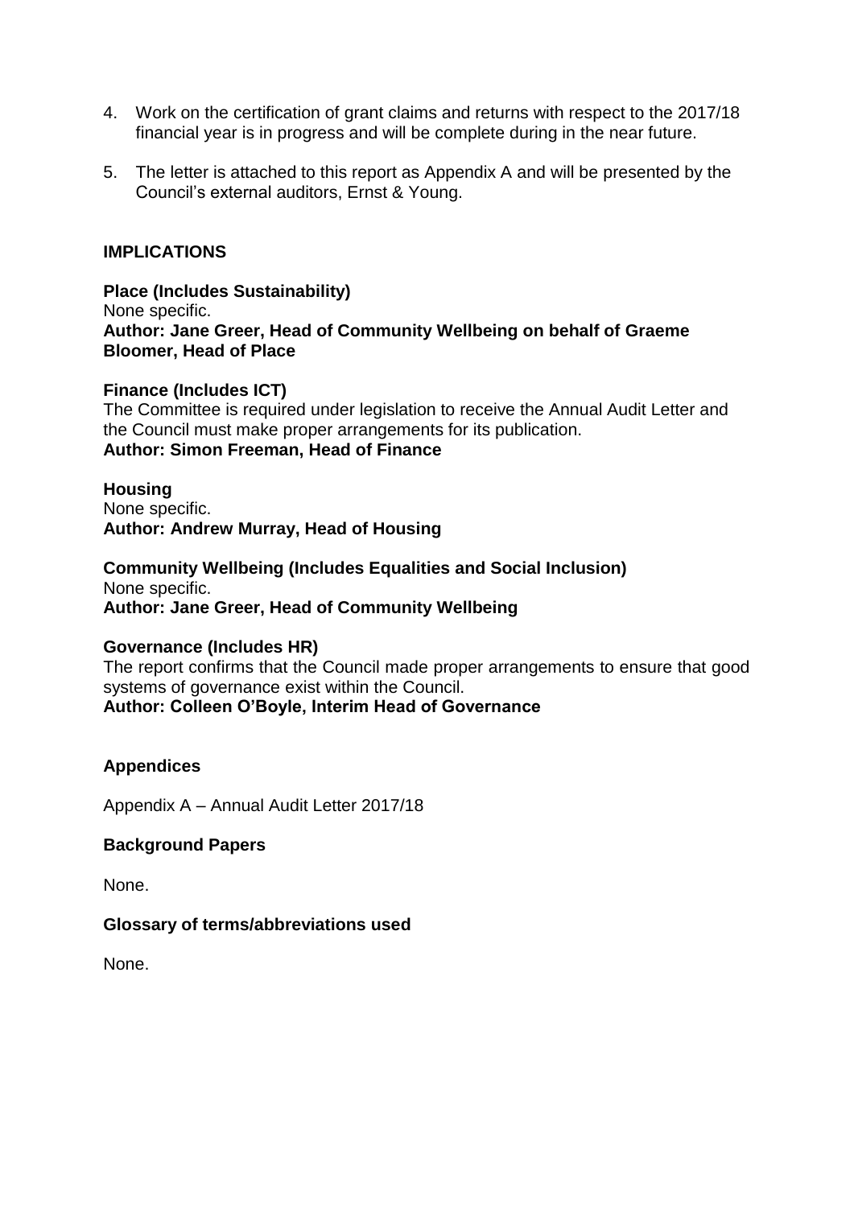4. Work on the certification of grant claims and returns with respect to the 2017/18 financial year is in progress and will be complete during in the near future.

5. The letter is attached to this report as Appendix A and will be presented by the Council's external auditors, Ernst & Young.

## IMPLICATIONS

**Place (Includes Sustainability)**
None specific.
**Author: Jane Greer, Head of Community Wellbeing on behalf of Graeme Bloomer, Head of Place**

**Finance (Includes ICT)**
The Committee is required under legislation to receive the Annual Audit Letter and the Council must make proper arrangements for its publication.
**Author: Simon Freeman, Head of Finance**

**Housing**
None specific.
**Author: Andrew Murray, Head of Housing**

**Community Wellbeing (Includes Equalities and Social Inclusion)**
None specific.
**Author: Jane Greer, Head of Community Wellbeing**

**Governance (Includes HR)**
The report confirms that the Council made proper arrangements to ensure that good systems of governance exist within the Council.
**Author: Colleen O'Boyle, Interim Head of Governance**

## Appendices

Appendix A – Annual Audit Letter 2017/18

## Background Papers

None.

## Glossary of terms/abbreviations used

None.